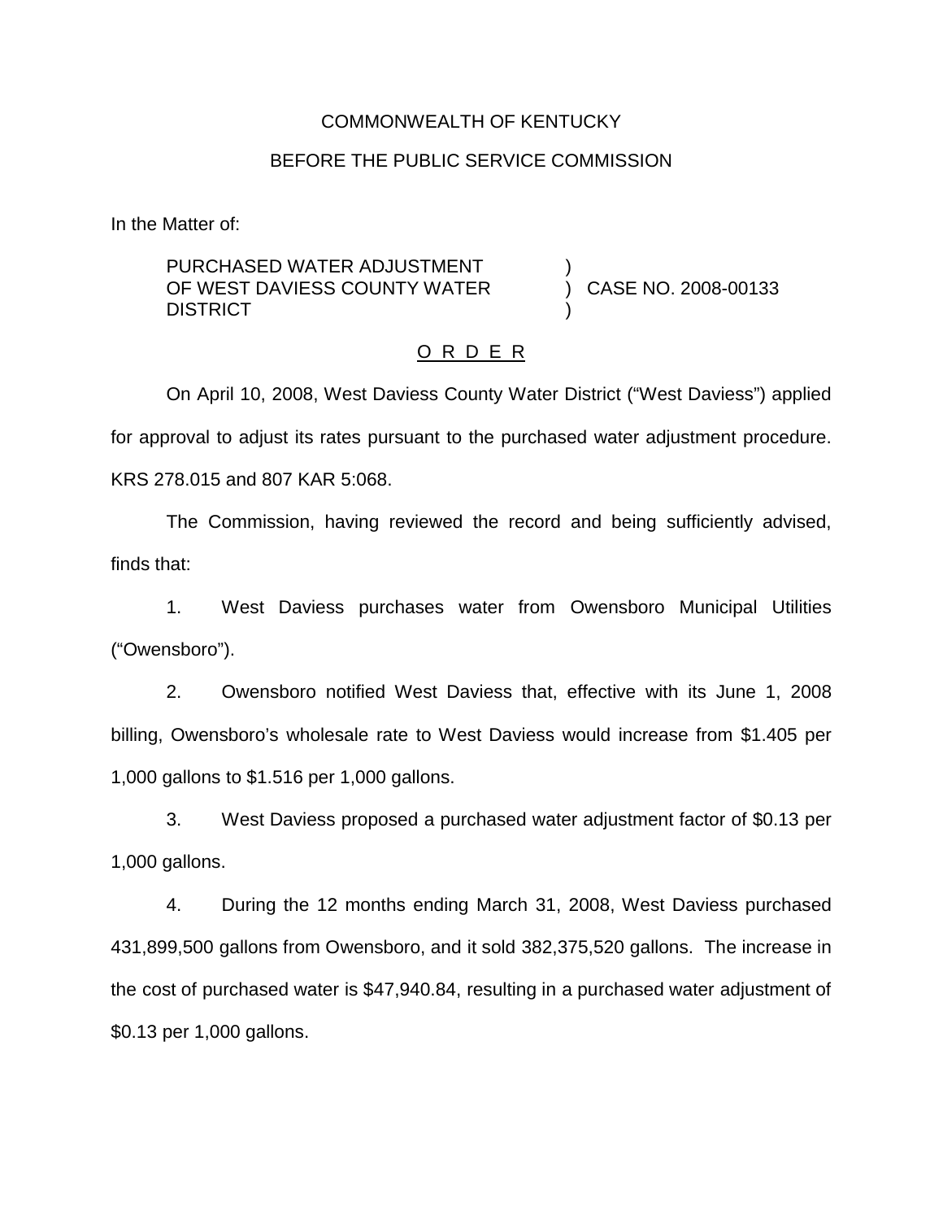COMMONWEALTH OF KENTUCKY

BEFORE THE PUBLIC SERVICE COMMISSION

In the Matter of:

PURCHASED WATER ADJUSTMENT OF WEST DAVIESS COUNTY WATER DISTRICT ) CASE NO. 2008-00133

O R D E R

On April 10, 2008, West Daviess County Water District ("West Daviess") applied for approval to adjust its rates pursuant to the purchased water adjustment procedure. KRS 278.015 and 807 KAR 5:068.

The Commission, having reviewed the record and being sufficiently advised, finds that:

1. West Daviess purchases water from Owensboro Municipal Utilities ("Owensboro").

2. Owensboro notified West Daviess that, effective with its June 1, 2008 billing, Owensboro's wholesale rate to West Daviess would increase from $1.405 per 1,000 gallons to $1.516 per 1,000 gallons.

3. West Daviess proposed a purchased water adjustment factor of $0.13 per 1,000 gallons.

4. During the 12 months ending March 31, 2008, West Daviess purchased 431,899,500 gallons from Owensboro, and it sold 382,375,520 gallons. The increase in the cost of purchased water is $47,940.84, resulting in a purchased water adjustment of $0.13 per 1,000 gallons.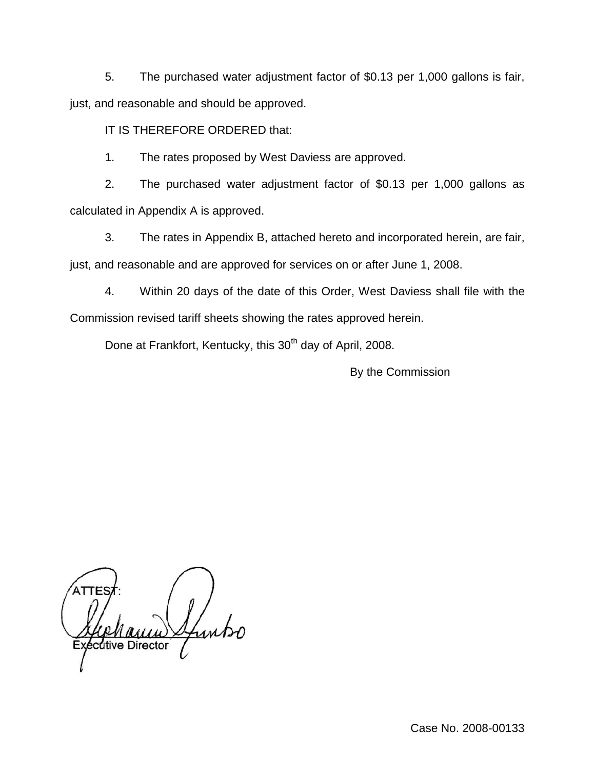5. The purchased water adjustment factor of \$0.13 per 1,000 gallons is fair, just, and reasonable and should be approved.

IT IS THEREFORE ORDERED that:

1. The rates proposed by West Daviess are approved.

2. The purchased water adjustment factor of \$0.13 per 1,000 gallons as calculated in Appendix A is approved.

3. The rates in Appendix B, attached hereto and incorporated herein, are fair, just, and reasonable and are approved for services on or after June 1, 2008.

4. Within 20 days of the date of this Order, West Daviess shall file with the Commission revised tariff sheets showing the rates approved herein.

Done at Frankfort, Kentucky, this 30th day of April, 2008.

By the Commission

ATTEST:

Executive Director

Case No. 2008-00133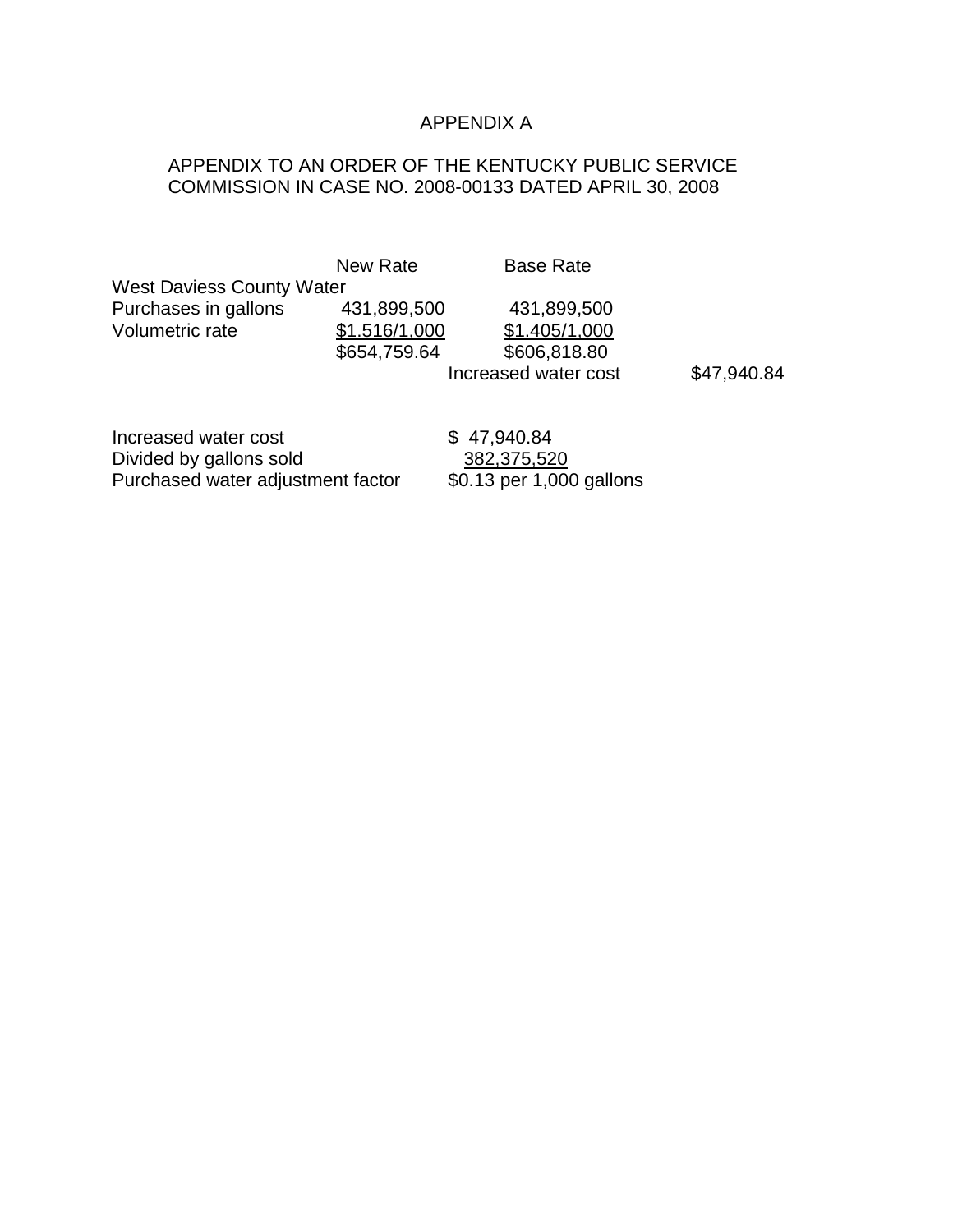# APPENDIX A

APPENDIX TO AN ORDER OF THE KENTUCKY PUBLIC SERVICE COMMISSION IN CASE NO. 2008-00133 DATED APRIL 30, 2008

| | New Rate | Base Rate | |
|---|---|---|---|
| West Daviess County Water | | | |
| Purchases in gallons | 431,899,500 | 431,899,500 | |
| Volumetric rate | $1.516/1,000 | $1.405/1,000 | |
| | $654,759.64 | $606,818.80 | |
| | | Increased water cost | $47,940.84 |

| | |
|---|---|
| Increased water cost | $ 47,940.84 |
| Divided by gallons sold | 382,375,520 |
| Purchased water adjustment factor | $0.13 per 1,000 gallons |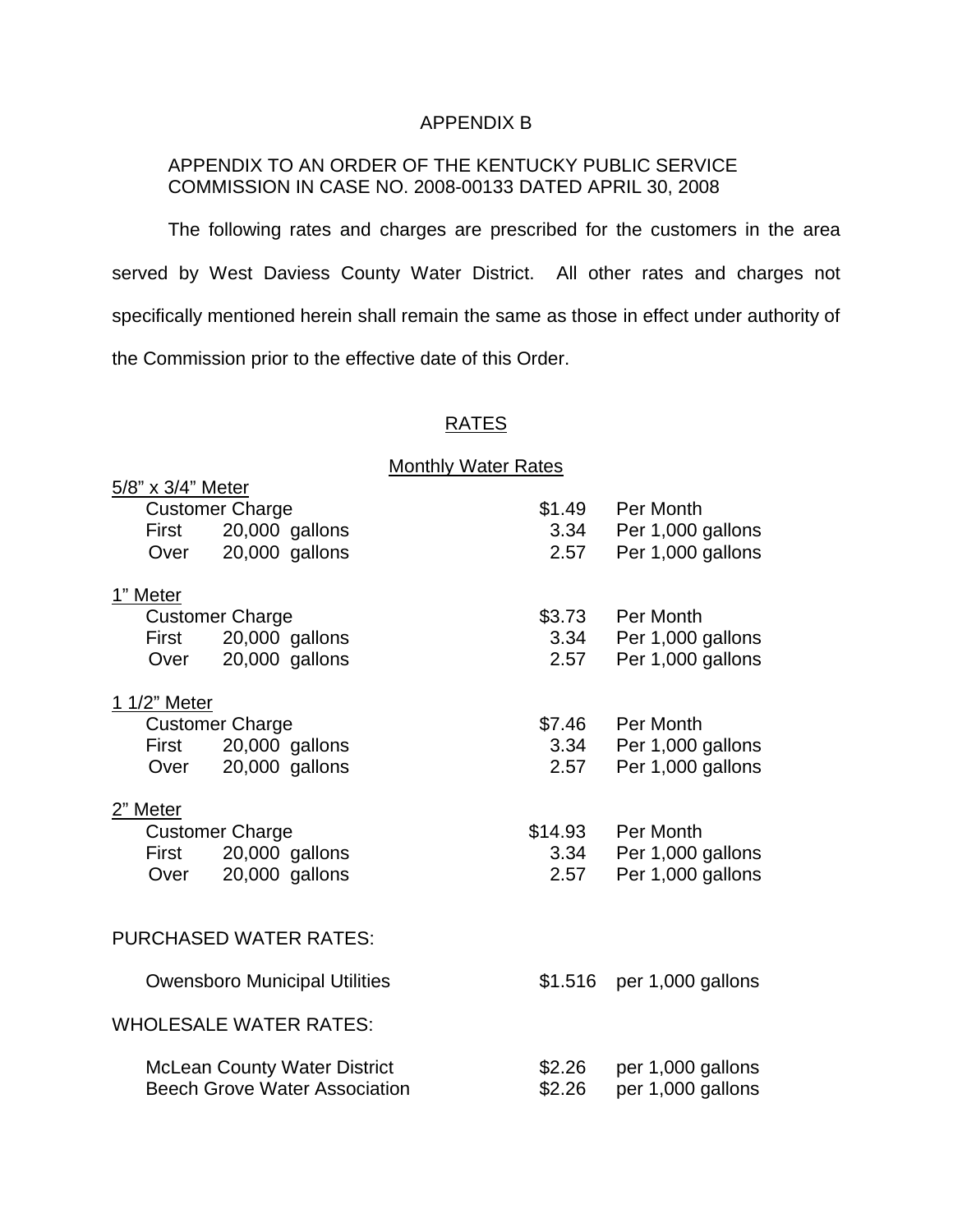# APPENDIX B

APPENDIX TO AN ORDER OF THE KENTUCKY PUBLIC SERVICE COMMISSION IN CASE NO. 2008-00133 DATED APRIL 30, 2008

The following rates and charges are prescribed for the customers in the area served by West Daviess County Water District. All other rates and charges not specifically mentioned herein shall remain the same as those in effect under authority of the Commission prior to the effective date of this Order.

## RATES

### Monthly Water Rates

| | | |
|---|---|---|
| 5/8" x 3/4" Meter | | |
| Customer Charge | $1.49 | Per Month |
| First 20,000 gallons | 3.34 | Per 1,000 gallons |
| Over 20,000 gallons | 2.57 | Per 1,000 gallons |
| 1" Meter | | |
| Customer Charge | $3.73 | Per Month |
| First 20,000 gallons | 3.34 | Per 1,000 gallons |
| Over 20,000 gallons | 2.57 | Per 1,000 gallons |
| 1 1/2" Meter | | |
| Customer Charge | $7.46 | Per Month |
| First 20,000 gallons | 3.34 | Per 1,000 gallons |
| Over 20,000 gallons | 2.57 | Per 1,000 gallons |
| 2" Meter | | |
| Customer Charge | $14.93 | Per Month |
| First 20,000 gallons | 3.34 | Per 1,000 gallons |
| Over 20,000 gallons | 2.57 | Per 1,000 gallons |

PURCHASED WATER RATES:

| | | |
|---|---|---|
| Owensboro Municipal Utilities | $1.516 | per 1,000 gallons |

WHOLESALE WATER RATES:

| | | |
|---|---|---|
| McLean County Water District | $2.26 | per 1,000 gallons |
| Beech Grove Water Association | $2.26 | per 1,000 gallons |